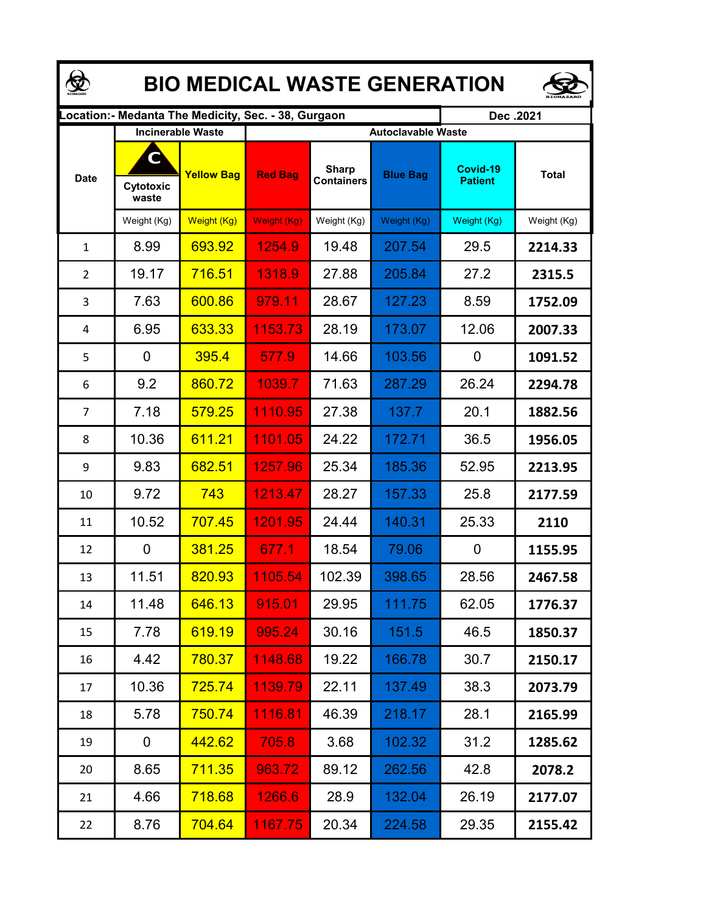# BIO MEDICAL WASTE GENERATION

| Location:- Medanta The Medicity, Sec. - 38, Gurgaon | | | | | | | Dec .2021 |
|---|---|---|---|---|---|---|---|
| Date | Incinerable Waste | | Autoclavable Waste | | | | |
| | C Cytotoxic waste | Yellow Bag | Red Bag | Sharp Containers | Blue Bag | Covid-19 Patient | Total |
| | Weight (Kg) | Weight (Kg) | Weight (Kg) | Weight (Kg) | Weight (Kg) | Weight (Kg) | Weight (Kg) |
| 1 | 8.99 | 693.92 | 1254.9 | 19.48 | 207.54 | 29.5 | **2214.33** |
| 2 | 19.17 | 716.51 | 1318.9 | 27.88 | 205.84 | 27.2 | **2315.5** |
| 3 | 7.63 | 600.86 | 979.11 | 28.67 | 127.23 | 8.59 | **1752.09** |
| 4 | 6.95 | 633.33 | 1153.73 | 28.19 | 173.07 | 12.06 | **2007.33** |
| 5 | 0 | 395.4 | 577.9 | 14.66 | 103.56 | 0 | **1091.52** |
| 6 | 9.2 | 860.72 | 1039.7 | 71.63 | 287.29 | 26.24 | **2294.78** |
| 7 | 7.18 | 579.25 | 1110.95 | 27.38 | 137.7 | 20.1 | **1882.56** |
| 8 | 10.36 | 611.21 | 1101.05 | 24.22 | 172.71 | 36.5 | **1956.05** |
| 9 | 9.83 | 682.51 | 1257.96 | 25.34 | 185.36 | 52.95 | **2213.95** |
| 10 | 9.72 | 743 | 1213.47 | 28.27 | 157.33 | 25.8 | **2177.59** |
| 11 | 10.52 | 707.45 | 1201.95 | 24.44 | 140.31 | 25.33 | **2110** |
| 12 | 0 | 381.25 | 677.1 | 18.54 | 79.06 | 0 | **1155.95** |
| 13 | 11.51 | 820.93 | 1105.54 | 102.39 | 398.65 | 28.56 | **2467.58** |
| 14 | 11.48 | 646.13 | 915.01 | 29.95 | 111.75 | 62.05 | **1776.37** |
| 15 | 7.78 | 619.19 | 995.24 | 30.16 | 151.5 | 46.5 | **1850.37** |
| 16 | 4.42 | 780.37 | 1148.68 | 19.22 | 166.78 | 30.7 | **2150.17** |
| 17 | 10.36 | 725.74 | 1139.79 | 22.11 | 137.49 | 38.3 | **2073.79** |
| 18 | 5.78 | 750.74 | 1116.81 | 46.39 | 218.17 | 28.1 | **2165.99** |
| 19 | 0 | 442.62 | 705.8 | 3.68 | 102.32 | 31.2 | **1285.62** |
| 20 | 8.65 | 711.35 | 963.72 | 89.12 | 262.56 | 42.8 | **2078.2** |
| 21 | 4.66 | 718.68 | 1266.6 | 28.9 | 132.04 | 26.19 | **2177.07** |
| 22 | 8.76 | 704.64 | 1167.75 | 20.34 | 224.58 | 29.35 | **2155.42** |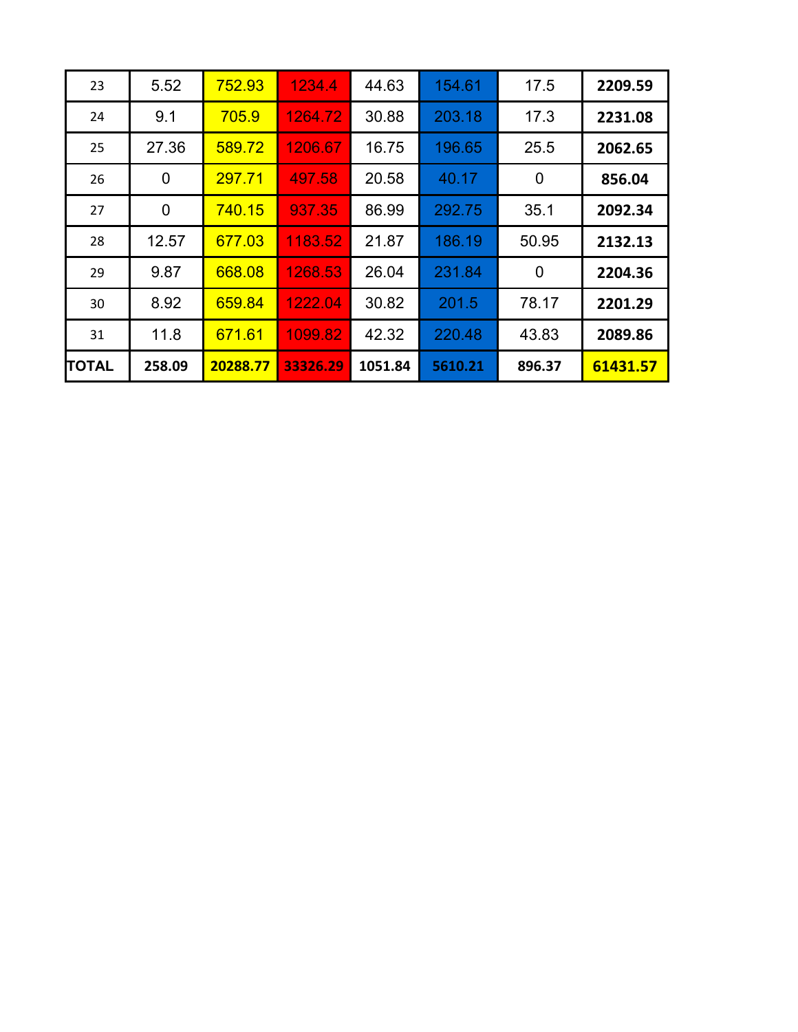| 23 | 5.52 | 752.93 | 1234.4 | 44.63 | 154.61 | 17.5 | **2209.59** |
|---|---|---|---|---|---|---|---|
| 24 | 9.1 | 705.9 | 1264.72 | 30.88 | 203.18 | 17.3 | **2231.08** |
| 25 | 27.36 | 589.72 | 1206.67 | 16.75 | 196.65 | 25.5 | **2062.65** |
| 26 | 0 | 297.71 | 497.58 | 20.58 | 40.17 | 0 | **856.04** |
| 27 | 0 | 740.15 | 937.35 | 86.99 | 292.75 | 35.1 | **2092.34** |
| 28 | 12.57 | 677.03 | 1183.52 | 21.87 | 186.19 | 50.95 | **2132.13** |
| 29 | 9.87 | 668.08 | 1268.53 | 26.04 | 231.84 | 0 | **2204.36** |
| 30 | 8.92 | 659.84 | 1222.04 | 30.82 | 201.5 | 78.17 | **2201.29** |
| 31 | 11.8 | 671.61 | 1099.82 | 42.32 | 220.48 | 43.83 | **2089.86** |
| **TOTAL** | **258.09** | **20288.77** | **33326.29** | **1051.84** | **5610.21** | **896.37** | **61431.57** |